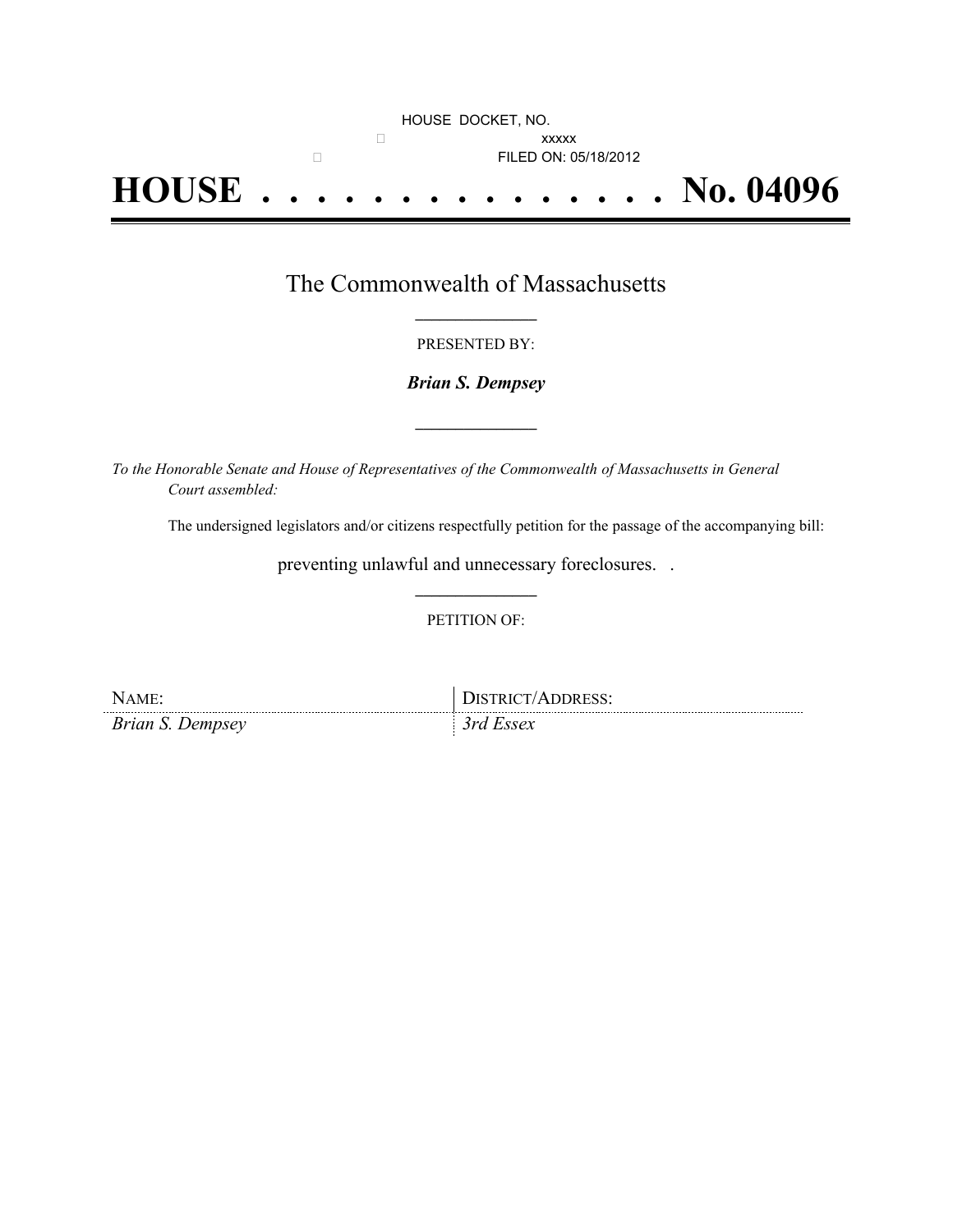HOUSE DOCKET, NO. xxxxx FILED ON: 05/18/2012

# HOUSE . . . . . . . . . . . . . . . No. 04096

## The Commonwealth of Massachusetts

PRESENTED BY:

***Brian S. Dempsey***

*To the Honorable Senate and House of Representatives of the Commonwealth of Massachusetts in General Court assembled:*

The undersigned legislators and/or citizens respectfully petition for the passage of the accompanying bill:

preventing unlawful and unnecessary foreclosures. .

PETITION OF:

| NAME: | DISTRICT/ADDRESS: |
| --- | --- |
| *Brian S. Dempsey* | *3rd Essex* |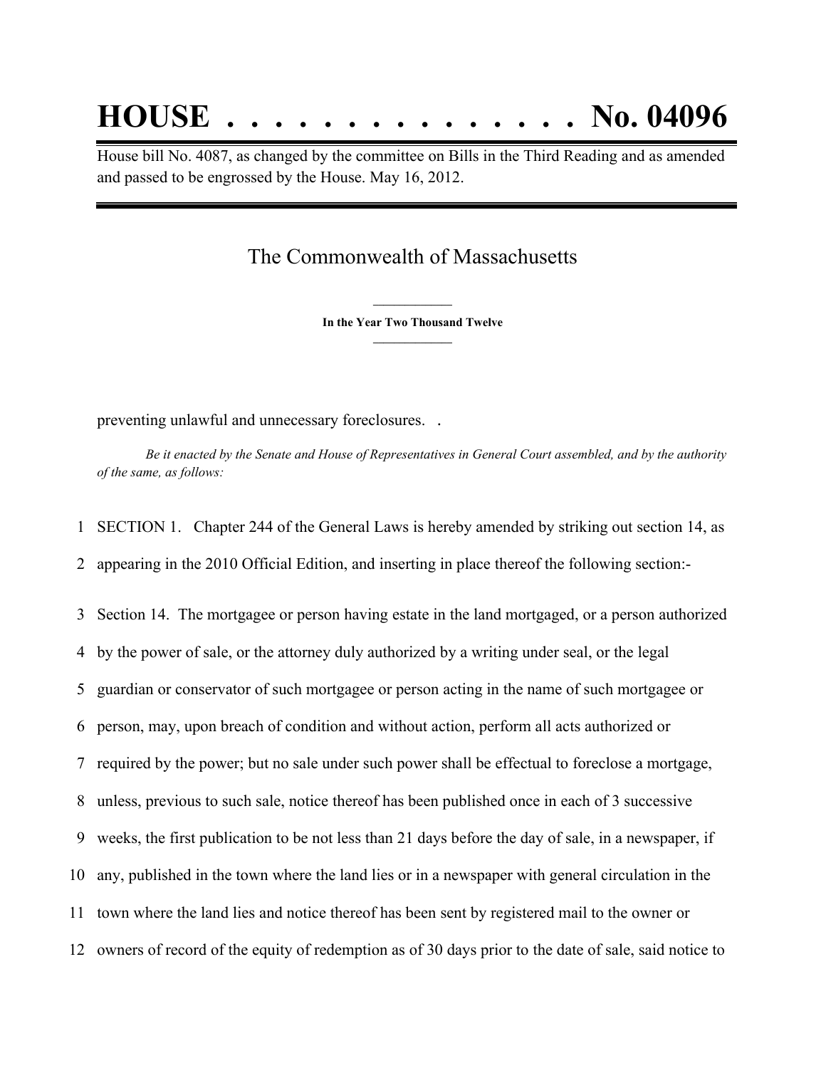# HOUSE . . . . . . . . . . . . . . . No. 04096

House bill No. 4087, as changed by the committee on Bills in the Third Reading and as amended and passed to be engrossed by the House. May 16, 2012.

---

## The Commonwealth of Massachusetts

**In the Year Two Thousand Twelve**

preventing unlawful and unnecessary foreclosures. .

*Be it enacted by the Senate and House of Representatives in General Court assembled, and by the authority of the same, as follows:*

1 SECTION 1. Chapter 244 of the General Laws is hereby amended by striking out section 14, as
2 appearing in the 2010 Official Edition, and inserting in place thereof the following section:-
3 Section 14. The mortgagee or person having estate in the land mortgaged, or a person authorized
4 by the power of sale, or the attorney duly authorized by a writing under seal, or the legal
5 guardian or conservator of such mortgagee or person acting in the name of such mortgagee or
6 person, may, upon breach of condition and without action, perform all acts authorized or
7 required by the power; but no sale under such power shall be effectual to foreclose a mortgage,
8 unless, previous to such sale, notice thereof has been published once in each of 3 successive
9 weeks, the first publication to be not less than 21 days before the day of sale, in a newspaper, if
10 any, published in the town where the land lies or in a newspaper with general circulation in the
11 town where the land lies and notice thereof has been sent by registered mail to the owner or
12 owners of record of the equity of redemption as of 30 days prior to the date of sale, said notice to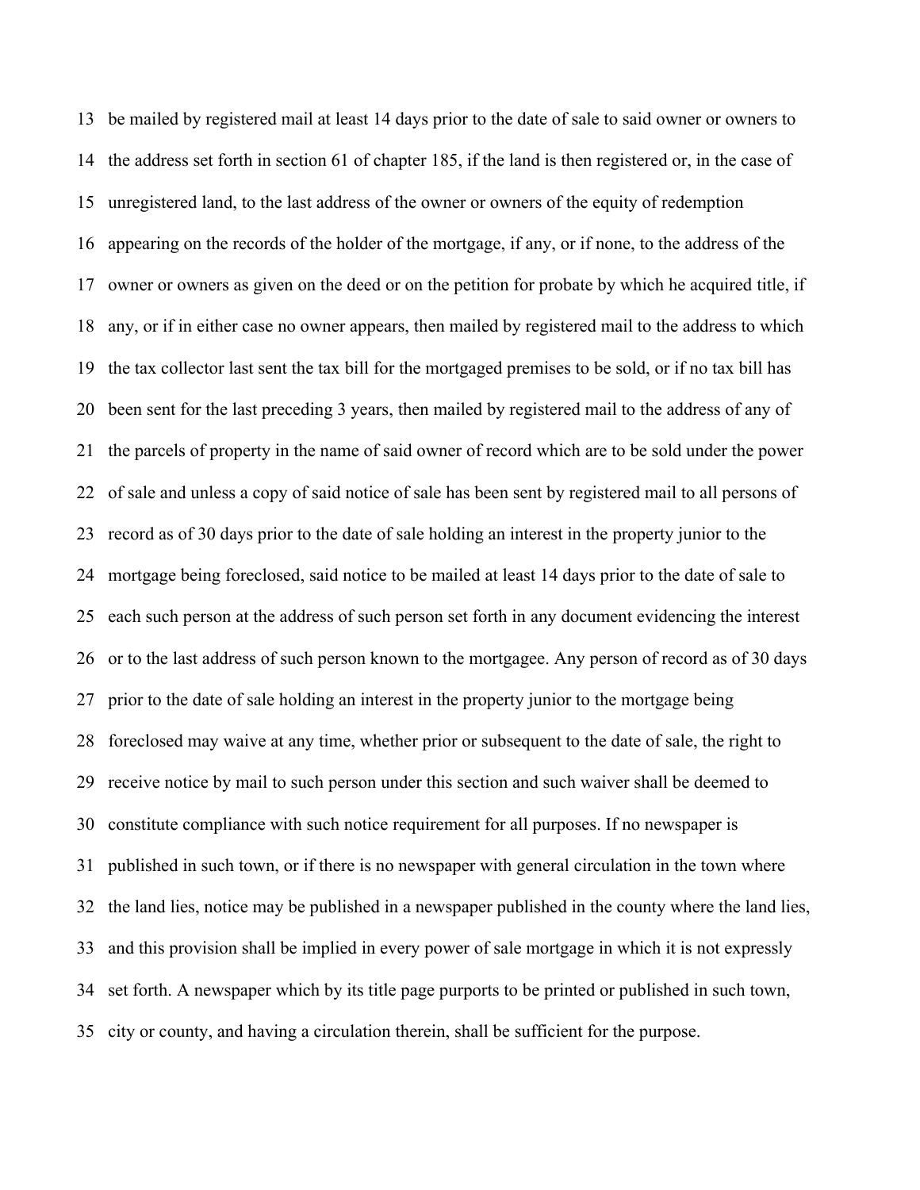13 be mailed by registered mail at least 14 days prior to the date of sale to said owner or owners to

14 the address set forth in section 61 of chapter 185, if the land is then registered or, in the case of

15 unregistered land, to the last address of the owner or owners of the equity of redemption

16 appearing on the records of the holder of the mortgage, if any, or if none, to the address of the

17 owner or owners as given on the deed or on the petition for probate by which he acquired title, if

18 any, or if in either case no owner appears, then mailed by registered mail to the address to which

19 the tax collector last sent the tax bill for the mortgaged premises to be sold, or if no tax bill has

20 been sent for the last preceding 3 years, then mailed by registered mail to the address of any of

21 the parcels of property in the name of said owner of record which are to be sold under the power

22 of sale and unless a copy of said notice of sale has been sent by registered mail to all persons of

23 record as of 30 days prior to the date of sale holding an interest in the property junior to the

24 mortgage being foreclosed, said notice to be mailed at least 14 days prior to the date of sale to

25 each such person at the address of such person set forth in any document evidencing the interest

26 or to the last address of such person known to the mortgagee. Any person of record as of 30 days

27 prior to the date of sale holding an interest in the property junior to the mortgage being

28 foreclosed may waive at any time, whether prior or subsequent to the date of sale, the right to

29 receive notice by mail to such person under this section and such waiver shall be deemed to

30 constitute compliance with such notice requirement for all purposes. If no newspaper is

31 published in such town, or if there is no newspaper with general circulation in the town where

32 the land lies, notice may be published in a newspaper published in the county where the land lies,

33 and this provision shall be implied in every power of sale mortgage in which it is not expressly

34 set forth. A newspaper which by its title page purports to be printed or published in such town,

35 city or county, and having a circulation therein, shall be sufficient for the purpose.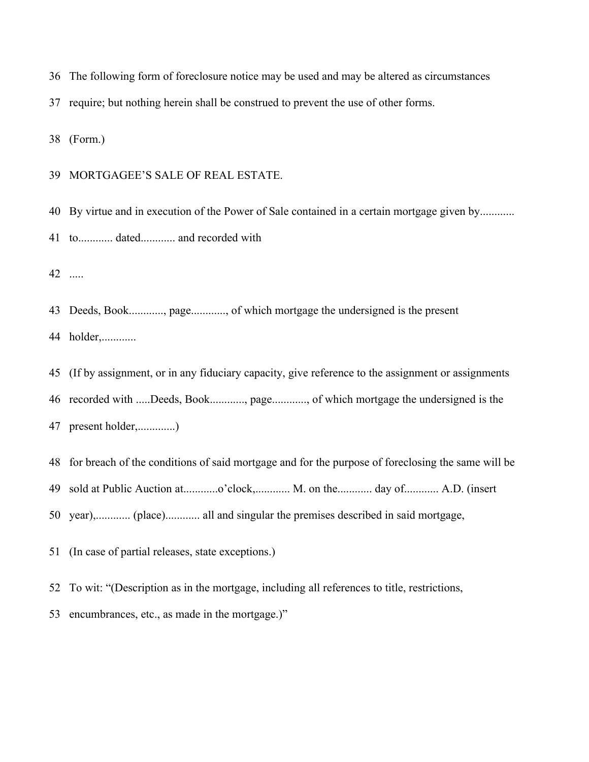36 The following form of foreclosure notice may be used and may be altered as circumstances

37 require; but nothing herein shall be construed to prevent the use of other forms.

38 (Form.)

39 MORTGAGEE'S SALE OF REAL ESTATE.

40 By virtue and in execution of the Power of Sale contained in a certain mortgage given by............

41 to............ dated............ and recorded with

42 .....

43 Deeds, Book............, page............, of which mortgage the undersigned is the present

44 holder,............

45 (If by assignment, or in any fiduciary capacity, give reference to the assignment or assignments

46 recorded with .....Deeds, Book............, page............, of which mortgage the undersigned is the

47 present holder,.............)

48 for breach of the conditions of said mortgage and for the purpose of foreclosing the same will be

49 sold at Public Auction at............o'clock,............ M. on the............ day of............ A.D. (insert

50 year),............ (place)............ all and singular the premises described in said mortgage,

51 (In case of partial releases, state exceptions.)

52 To wit: "(Description as in the mortgage, including all references to title, restrictions,

53 encumbrances, etc., as made in the mortgage.)"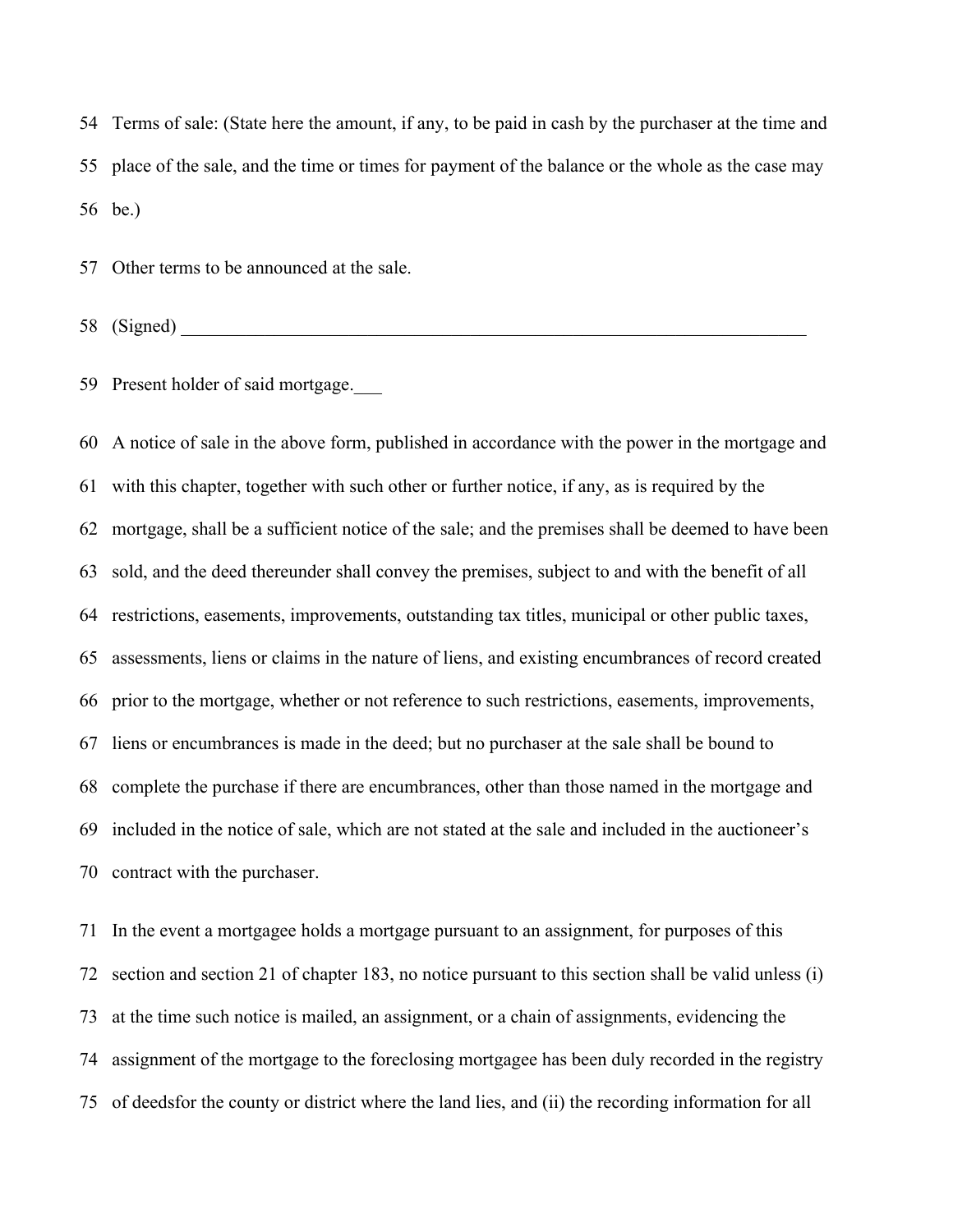54 Terms of sale: (State here the amount, if any, to be paid in cash by the purchaser at the time and

55 place of the sale, and the time or times for payment of the balance or the whole as the case may

56 be.)

57 Other terms to be announced at the sale.

58 (Signed) ________________________________________________________________________

59 Present holder of said mortgage.___

60 A notice of sale in the above form, published in accordance with the power in the mortgage and

61 with this chapter, together with such other or further notice, if any, as is required by the

62 mortgage, shall be a sufficient notice of the sale; and the premises shall be deemed to have been

63 sold, and the deed thereunder shall convey the premises, subject to and with the benefit of all

64 restrictions, easements, improvements, outstanding tax titles, municipal or other public taxes,

65 assessments, liens or claims in the nature of liens, and existing encumbrances of record created

66 prior to the mortgage, whether or not reference to such restrictions, easements, improvements,

67 liens or encumbrances is made in the deed; but no purchaser at the sale shall be bound to

68 complete the purchase if there are encumbrances, other than those named in the mortgage and

69 included in the notice of sale, which are not stated at the sale and included in the auctioneer's

70 contract with the purchaser.

71 In the event a mortgagee holds a mortgage pursuant to an assignment, for purposes of this

72 section and section 21 of chapter 183, no notice pursuant to this section shall be valid unless (i)

73 at the time such notice is mailed, an assignment, or a chain of assignments, evidencing the

74 assignment of the mortgage to the foreclosing mortgagee has been duly recorded in the registry

75 of deedsfor the county or district where the land lies, and (ii) the recording information for all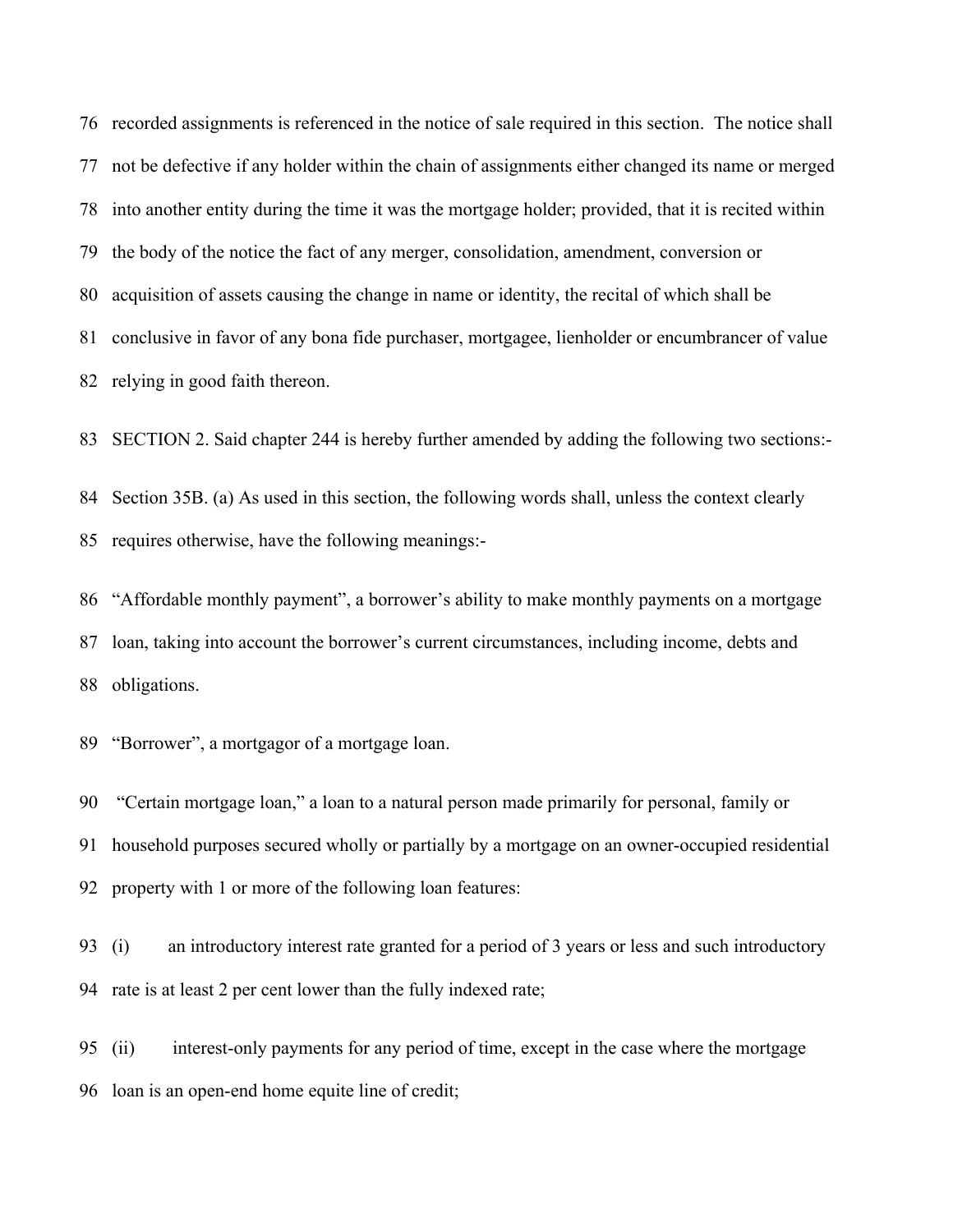recorded assignments is referenced in the notice of sale required in this section. The notice shall not be defective if any holder within the chain of assignments either changed its name or merged into another entity during the time it was the mortgage holder; provided, that it is recited within the body of the notice the fact of any merger, consolidation, amendment, conversion or acquisition of assets causing the change in name or identity, the recital of which shall be conclusive in favor of any bona fide purchaser, mortgagee, lienholder or encumbrancer of value relying in good faith thereon.

SECTION 2. Said chapter 244 is hereby further amended by adding the following two sections:-

Section 35B. (a) As used in this section, the following words shall, unless the context clearly requires otherwise, have the following meanings:-

"Affordable monthly payment", a borrower's ability to make monthly payments on a mortgage loan, taking into account the borrower's current circumstances, including income, debts and obligations.

"Borrower", a mortgagor of a mortgage loan.

"Certain mortgage loan," a loan to a natural person made primarily for personal, family or household purposes secured wholly or partially by a mortgage on an owner-occupied residential property with 1 or more of the following loan features:

(i) an introductory interest rate granted for a period of 3 years or less and such introductory rate is at least 2 per cent lower than the fully indexed rate;

(ii) interest-only payments for any period of time, except in the case where the mortgage loan is an open-end home equite line of credit;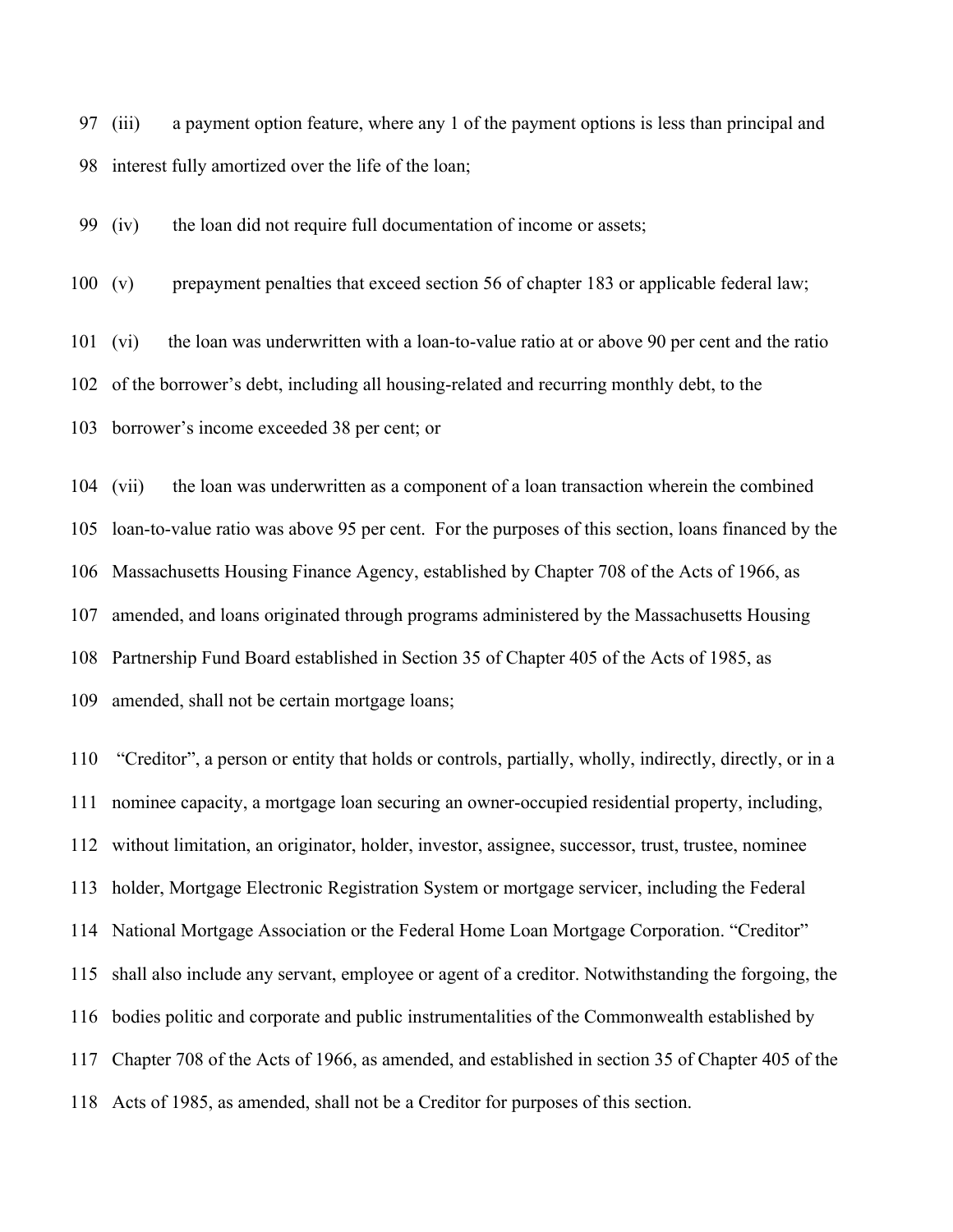97 (iii) a payment option feature, where any 1 of the payment options is less than principal and

98 interest fully amortized over the life of the loan;

99 (iv) the loan did not require full documentation of income or assets;

100 (v) prepayment penalties that exceed section 56 of chapter 183 or applicable federal law;

101 (vi) the loan was underwritten with a loan-to-value ratio at or above 90 per cent and the ratio

102 of the borrower's debt, including all housing-related and recurring monthly debt, to the

103 borrower's income exceeded 38 per cent; or

104 (vii) the loan was underwritten as a component of a loan transaction wherein the combined

105 loan-to-value ratio was above 95 per cent. For the purposes of this section, loans financed by the

106 Massachusetts Housing Finance Agency, established by Chapter 708 of the Acts of 1966, as

107 amended, and loans originated through programs administered by the Massachusetts Housing

108 Partnership Fund Board established in Section 35 of Chapter 405 of the Acts of 1985, as

109 amended, shall not be certain mortgage loans;

110 "Creditor", a person or entity that holds or controls, partially, wholly, indirectly, directly, or in a

111 nominee capacity, a mortgage loan securing an owner-occupied residential property, including,

112 without limitation, an originator, holder, investor, assignee, successor, trust, trustee, nominee

113 holder, Mortgage Electronic Registration System or mortgage servicer, including the Federal

114 National Mortgage Association or the Federal Home Loan Mortgage Corporation. "Creditor"

115 shall also include any servant, employee or agent of a creditor. Notwithstanding the forgoing, the

116 bodies politic and corporate and public instrumentalities of the Commonwealth established by

117 Chapter 708 of the Acts of 1966, as amended, and established in section 35 of Chapter 405 of the

118 Acts of 1985, as amended, shall not be a Creditor for purposes of this section.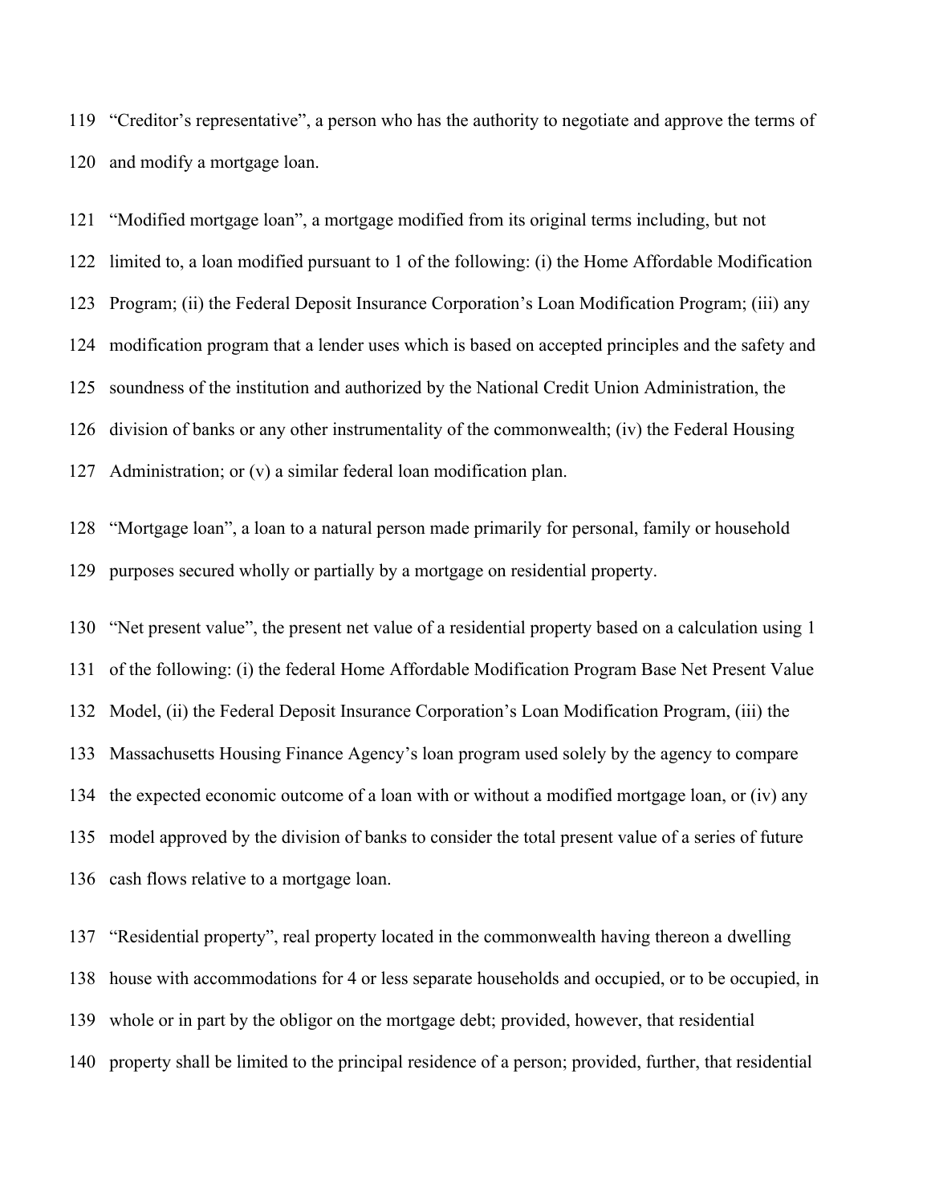"Creditor's representative", a person who has the authority to negotiate and approve the terms of and modify a mortgage loan.

"Modified mortgage loan", a mortgage modified from its original terms including, but not limited to, a loan modified pursuant to 1 of the following: (i) the Home Affordable Modification Program; (ii) the Federal Deposit Insurance Corporation's Loan Modification Program; (iii) any modification program that a lender uses which is based on accepted principles and the safety and soundness of the institution and authorized by the National Credit Union Administration, the division of banks or any other instrumentality of the commonwealth; (iv) the Federal Housing Administration; or (v) a similar federal loan modification plan.

"Mortgage loan", a loan to a natural person made primarily for personal, family or household purposes secured wholly or partially by a mortgage on residential property.

"Net present value", the present net value of a residential property based on a calculation using 1 of the following: (i) the federal Home Affordable Modification Program Base Net Present Value Model, (ii) the Federal Deposit Insurance Corporation's Loan Modification Program, (iii) the Massachusetts Housing Finance Agency's loan program used solely by the agency to compare the expected economic outcome of a loan with or without a modified mortgage loan, or (iv) any model approved by the division of banks to consider the total present value of a series of future cash flows relative to a mortgage loan.

"Residential property", real property located in the commonwealth having thereon a dwelling house with accommodations for 4 or less separate households and occupied, or to be occupied, in whole or in part by the obligor on the mortgage debt; provided, however, that residential property shall be limited to the principal residence of a person; provided, further, that residential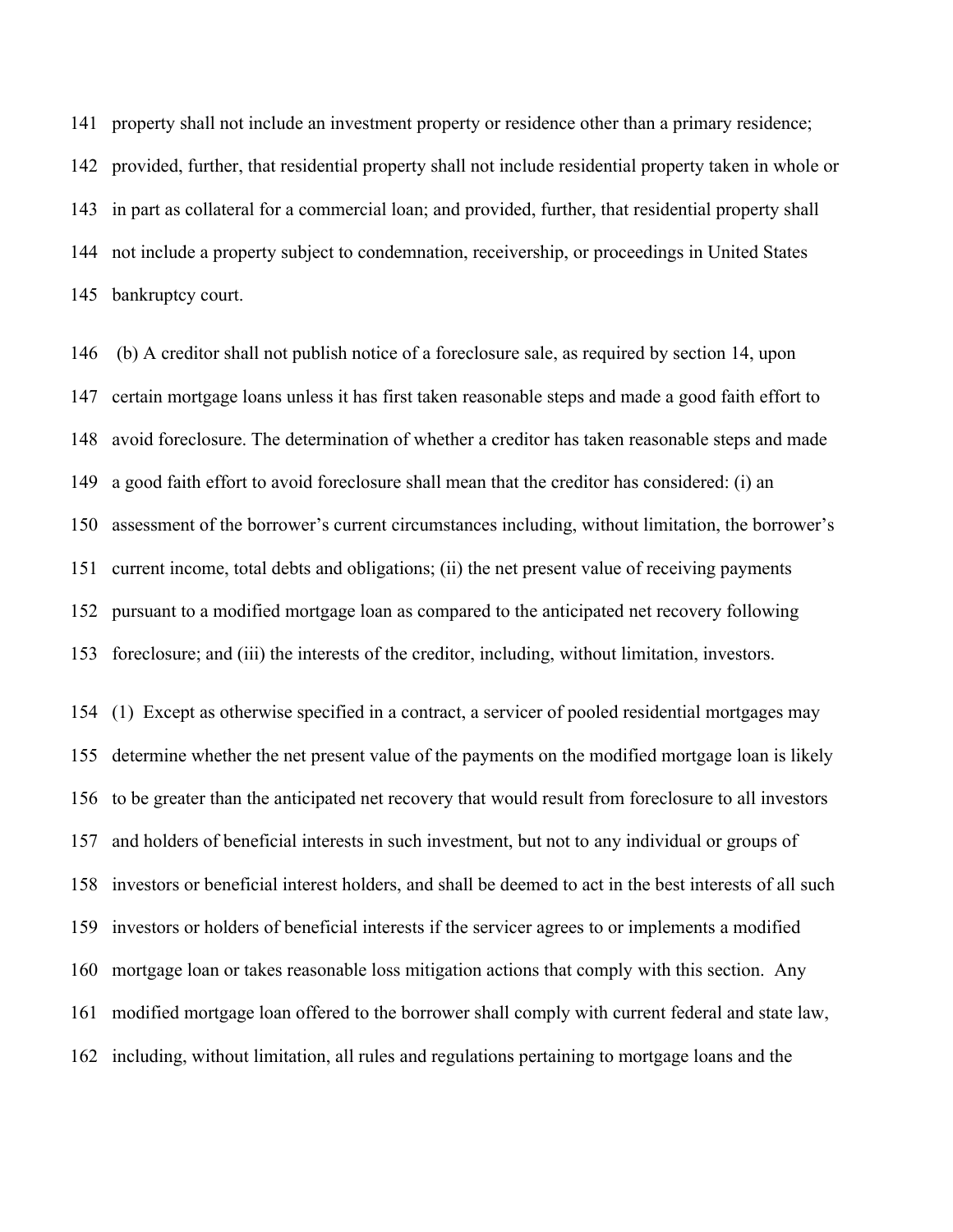property shall not include an investment property or residence other than a primary residence; provided, further, that residential property shall not include residential property taken in whole or in part as collateral for a commercial loan; and provided, further, that residential property shall not include a property subject to condemnation, receivership, or proceedings in United States bankruptcy court.

(b) A creditor shall not publish notice of a foreclosure sale, as required by section 14, upon certain mortgage loans unless it has first taken reasonable steps and made a good faith effort to avoid foreclosure. The determination of whether a creditor has taken reasonable steps and made a good faith effort to avoid foreclosure shall mean that the creditor has considered: (i) an assessment of the borrower's current circumstances including, without limitation, the borrower's current income, total debts and obligations; (ii) the net present value of receiving payments pursuant to a modified mortgage loan as compared to the anticipated net recovery following foreclosure; and (iii) the interests of the creditor, including, without limitation, investors.

(1) Except as otherwise specified in a contract, a servicer of pooled residential mortgages may determine whether the net present value of the payments on the modified mortgage loan is likely to be greater than the anticipated net recovery that would result from foreclosure to all investors and holders of beneficial interests in such investment, but not to any individual or groups of investors or beneficial interest holders, and shall be deemed to act in the best interests of all such investors or holders of beneficial interests if the servicer agrees to or implements a modified mortgage loan or takes reasonable loss mitigation actions that comply with this section. Any modified mortgage loan offered to the borrower shall comply with current federal and state law, including, without limitation, all rules and regulations pertaining to mortgage loans and the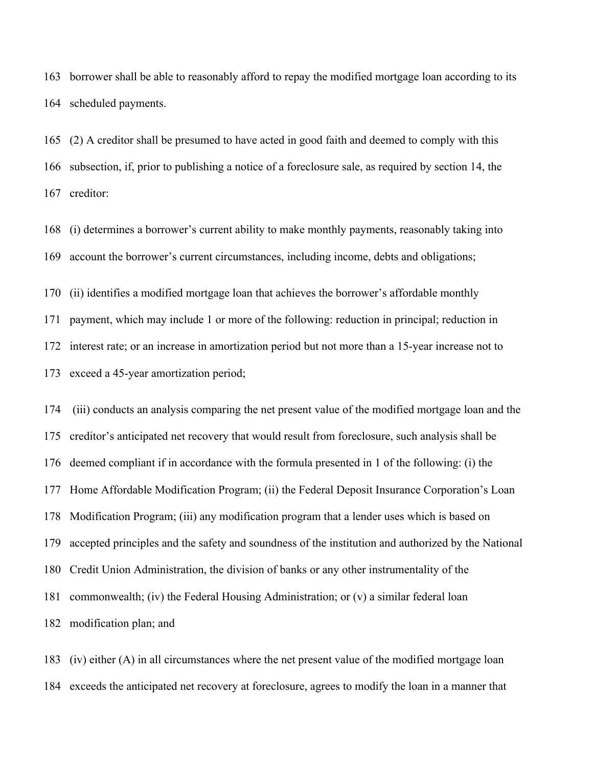borrower shall be able to reasonably afford to repay the modified mortgage loan according to its scheduled payments.

(2) A creditor shall be presumed to have acted in good faith and deemed to comply with this subsection, if, prior to publishing a notice of a foreclosure sale, as required by section 14, the creditor:

(i) determines a borrower's current ability to make monthly payments, reasonably taking into account the borrower's current circumstances, including income, debts and obligations;

(ii) identifies a modified mortgage loan that achieves the borrower's affordable monthly payment, which may include 1 or more of the following: reduction in principal; reduction in interest rate; or an increase in amortization period but not more than a 15-year increase not to exceed a 45-year amortization period;

(iii) conducts an analysis comparing the net present value of the modified mortgage loan and the creditor's anticipated net recovery that would result from foreclosure, such analysis shall be deemed compliant if in accordance with the formula presented in 1 of the following: (i) the Home Affordable Modification Program; (ii) the Federal Deposit Insurance Corporation's Loan Modification Program; (iii) any modification program that a lender uses which is based on accepted principles and the safety and soundness of the institution and authorized by the National Credit Union Administration, the division of banks or any other instrumentality of the commonwealth; (iv) the Federal Housing Administration; or (v) a similar federal loan modification plan; and

(iv) either (A) in all circumstances where the net present value of the modified mortgage loan exceeds the anticipated net recovery at foreclosure, agrees to modify the loan in a manner that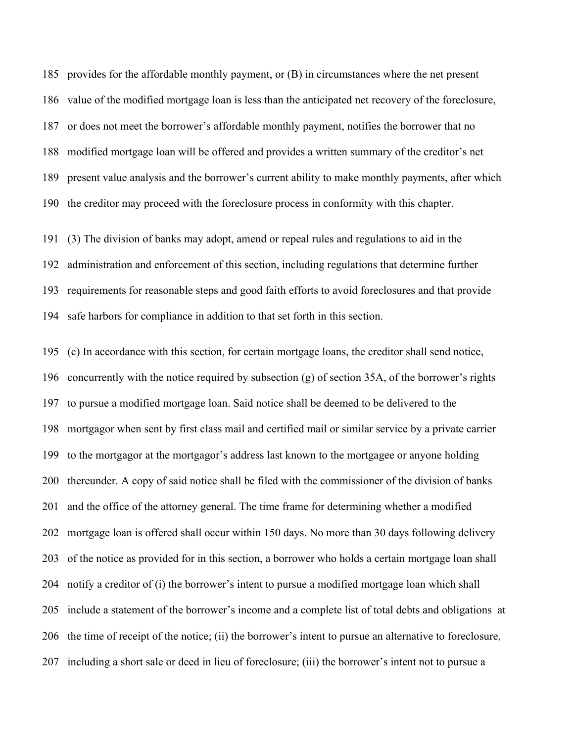provides for the affordable monthly payment, or (B) in circumstances where the net present value of the modified mortgage loan is less than the anticipated net recovery of the foreclosure, or does not meet the borrower's affordable monthly payment, notifies the borrower that no modified mortgage loan will be offered and provides a written summary of the creditor's net present value analysis and the borrower's current ability to make monthly payments, after which the creditor may proceed with the foreclosure process in conformity with this chapter.

(3) The division of banks may adopt, amend or repeal rules and regulations to aid in the administration and enforcement of this section, including regulations that determine further requirements for reasonable steps and good faith efforts to avoid foreclosures and that provide safe harbors for compliance in addition to that set forth in this section.

(c) In accordance with this section, for certain mortgage loans, the creditor shall send notice, concurrently with the notice required by subsection (g) of section 35A, of the borrower's rights to pursue a modified mortgage loan. Said notice shall be deemed to be delivered to the mortgagor when sent by first class mail and certified mail or similar service by a private carrier to the mortgagor at the mortgagor's address last known to the mortgagee or anyone holding thereunder. A copy of said notice shall be filed with the commissioner of the division of banks and the office of the attorney general. The time frame for determining whether a modified mortgage loan is offered shall occur within 150 days. No more than 30 days following delivery of the notice as provided for in this section, a borrower who holds a certain mortgage loan shall notify a creditor of (i) the borrower's intent to pursue a modified mortgage loan which shall include a statement of the borrower's income and a complete list of total debts and obligations at the time of receipt of the notice; (ii) the borrower's intent to pursue an alternative to foreclosure, including a short sale or deed in lieu of foreclosure; (iii) the borrower's intent not to pursue a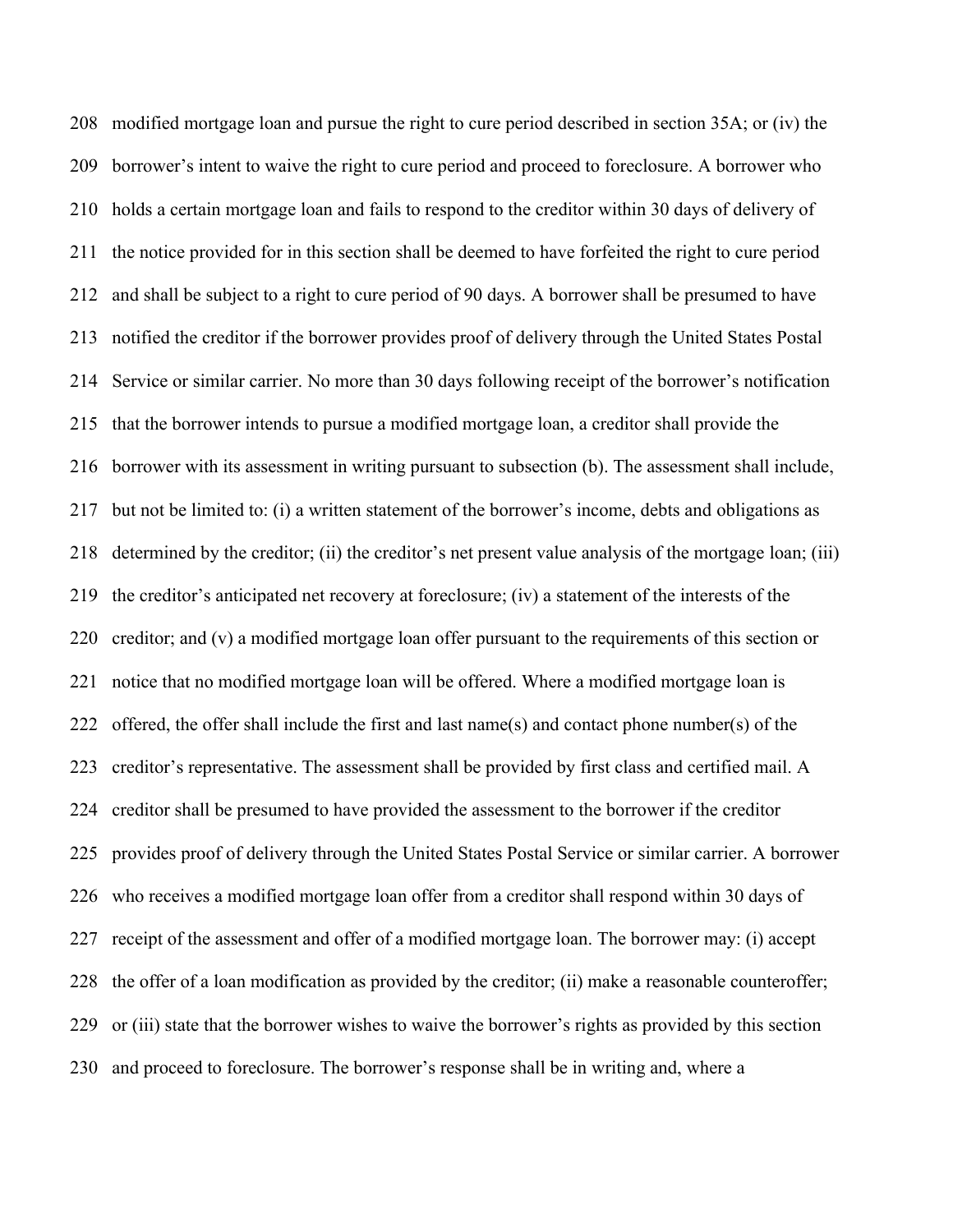modified mortgage loan and pursue the right to cure period described in section 35A; or (iv) the borrower's intent to waive the right to cure period and proceed to foreclosure. A borrower who holds a certain mortgage loan and fails to respond to the creditor within 30 days of delivery of the notice provided for in this section shall be deemed to have forfeited the right to cure period and shall be subject to a right to cure period of 90 days. A borrower shall be presumed to have notified the creditor if the borrower provides proof of delivery through the United States Postal Service or similar carrier. No more than 30 days following receipt of the borrower's notification that the borrower intends to pursue a modified mortgage loan, a creditor shall provide the borrower with its assessment in writing pursuant to subsection (b). The assessment shall include, but not be limited to: (i) a written statement of the borrower's income, debts and obligations as determined by the creditor; (ii) the creditor's net present value analysis of the mortgage loan; (iii) the creditor's anticipated net recovery at foreclosure; (iv) a statement of the interests of the creditor; and (v) a modified mortgage loan offer pursuant to the requirements of this section or notice that no modified mortgage loan will be offered. Where a modified mortgage loan is offered, the offer shall include the first and last name(s) and contact phone number(s) of the creditor's representative. The assessment shall be provided by first class and certified mail. A creditor shall be presumed to have provided the assessment to the borrower if the creditor provides proof of delivery through the United States Postal Service or similar carrier. A borrower who receives a modified mortgage loan offer from a creditor shall respond within 30 days of receipt of the assessment and offer of a modified mortgage loan. The borrower may: (i) accept the offer of a loan modification as provided by the creditor; (ii) make a reasonable counteroffer; or (iii) state that the borrower wishes to waive the borrower's rights as provided by this section and proceed to foreclosure. The borrower's response shall be in writing and, where a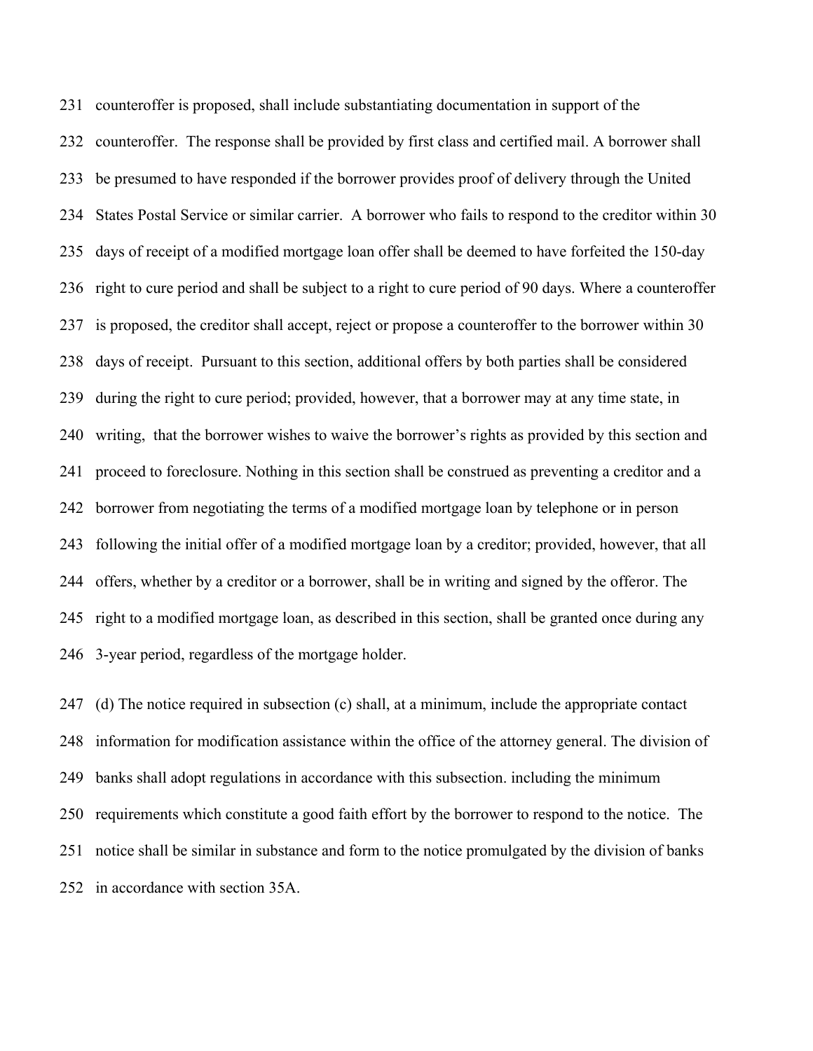counteroffer is proposed, shall include substantiating documentation in support of the counteroffer. The response shall be provided by first class and certified mail. A borrower shall be presumed to have responded if the borrower provides proof of delivery through the United States Postal Service or similar carrier. A borrower who fails to respond to the creditor within 30 days of receipt of a modified mortgage loan offer shall be deemed to have forfeited the 150-day right to cure period and shall be subject to a right to cure period of 90 days. Where a counteroffer is proposed, the creditor shall accept, reject or propose a counteroffer to the borrower within 30 days of receipt. Pursuant to this section, additional offers by both parties shall be considered during the right to cure period; provided, however, that a borrower may at any time state, in writing, that the borrower wishes to waive the borrower's rights as provided by this section and proceed to foreclosure. Nothing in this section shall be construed as preventing a creditor and a borrower from negotiating the terms of a modified mortgage loan by telephone or in person following the initial offer of a modified mortgage loan by a creditor; provided, however, that all offers, whether by a creditor or a borrower, shall be in writing and signed by the offeror. The right to a modified mortgage loan, as described in this section, shall be granted once during any 3-year period, regardless of the mortgage holder.

(d) The notice required in subsection (c) shall, at a minimum, include the appropriate contact information for modification assistance within the office of the attorney general. The division of banks shall adopt regulations in accordance with this subsection. including the minimum requirements which constitute a good faith effort by the borrower to respond to the notice. The notice shall be similar in substance and form to the notice promulgated by the division of banks in accordance with section 35A.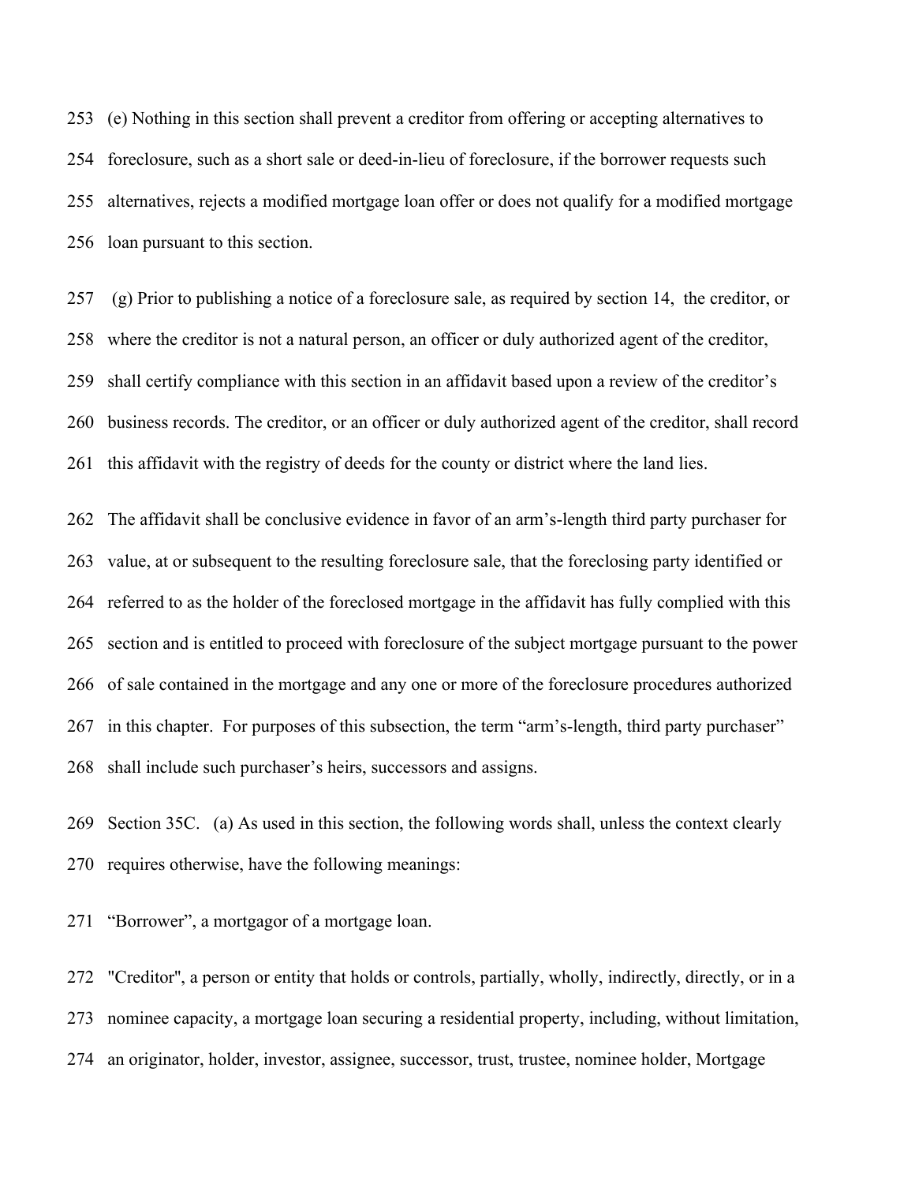(e) Nothing in this section shall prevent a creditor from offering or accepting alternatives to foreclosure, such as a short sale or deed-in-lieu of foreclosure, if the borrower requests such alternatives, rejects a modified mortgage loan offer or does not qualify for a modified mortgage loan pursuant to this section.

(g) Prior to publishing a notice of a foreclosure sale, as required by section 14, the creditor, or where the creditor is not a natural person, an officer or duly authorized agent of the creditor, shall certify compliance with this section in an affidavit based upon a review of the creditor's business records. The creditor, or an officer or duly authorized agent of the creditor, shall record this affidavit with the registry of deeds for the county or district where the land lies.

The affidavit shall be conclusive evidence in favor of an arm's-length third party purchaser for value, at or subsequent to the resulting foreclosure sale, that the foreclosing party identified or referred to as the holder of the foreclosed mortgage in the affidavit has fully complied with this section and is entitled to proceed with foreclosure of the subject mortgage pursuant to the power of sale contained in the mortgage and any one or more of the foreclosure procedures authorized in this chapter. For purposes of this subsection, the term "arm's-length, third party purchaser" shall include such purchaser's heirs, successors and assigns.

Section 35C. (a) As used in this section, the following words shall, unless the context clearly requires otherwise, have the following meanings:

"Borrower", a mortgagor of a mortgage loan.

"Creditor", a person or entity that holds or controls, partially, wholly, indirectly, directly, or in a nominee capacity, a mortgage loan securing a residential property, including, without limitation, an originator, holder, investor, assignee, successor, trust, trustee, nominee holder, Mortgage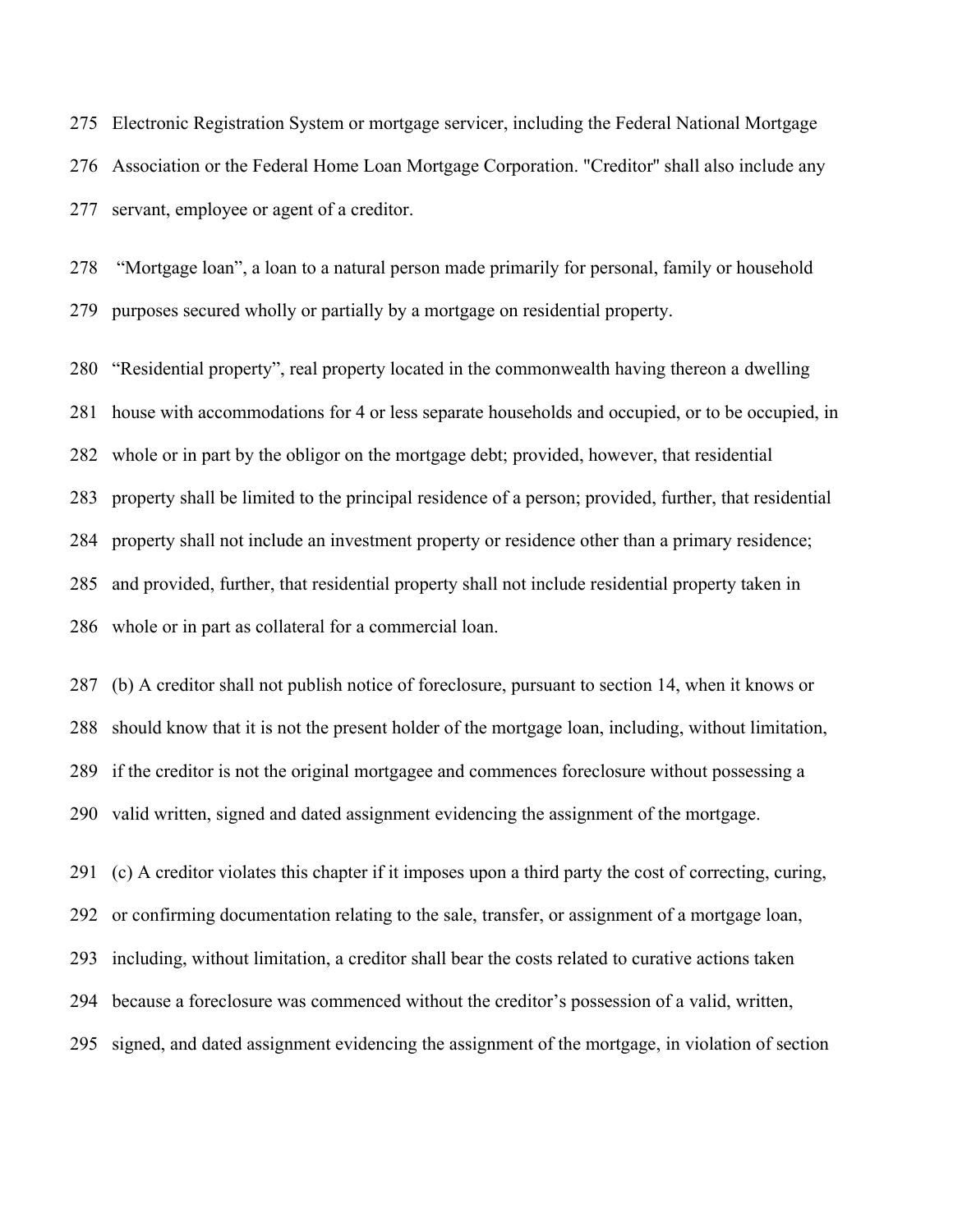Electronic Registration System or mortgage servicer, including the Federal National Mortgage Association or the Federal Home Loan Mortgage Corporation. "Creditor" shall also include any servant, employee or agent of a creditor.

"Mortgage loan", a loan to a natural person made primarily for personal, family or household purposes secured wholly or partially by a mortgage on residential property.

"Residential property", real property located in the commonwealth having thereon a dwelling house with accommodations for 4 or less separate households and occupied, or to be occupied, in whole or in part by the obligor on the mortgage debt; provided, however, that residential property shall be limited to the principal residence of a person; provided, further, that residential property shall not include an investment property or residence other than a primary residence; and provided, further, that residential property shall not include residential property taken in whole or in part as collateral for a commercial loan.

(b) A creditor shall not publish notice of foreclosure, pursuant to section 14, when it knows or should know that it is not the present holder of the mortgage loan, including, without limitation, if the creditor is not the original mortgagee and commences foreclosure without possessing a valid written, signed and dated assignment evidencing the assignment of the mortgage.

(c) A creditor violates this chapter if it imposes upon a third party the cost of correcting, curing, or confirming documentation relating to the sale, transfer, or assignment of a mortgage loan, including, without limitation, a creditor shall bear the costs related to curative actions taken because a foreclosure was commenced without the creditor's possession of a valid, written, signed, and dated assignment evidencing the assignment of the mortgage, in violation of section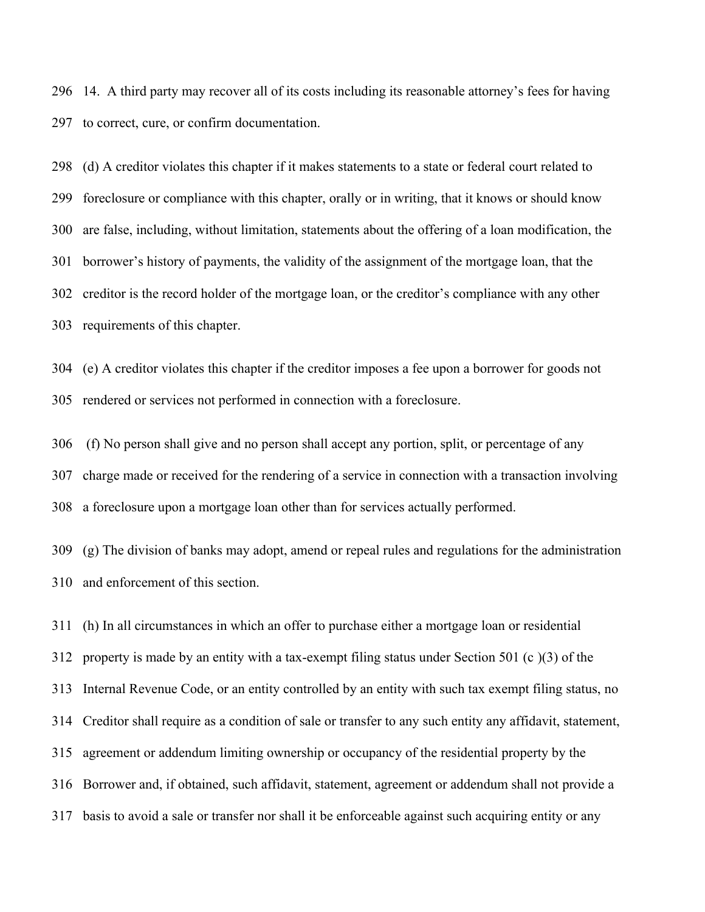14. A third party may recover all of its costs including its reasonable attorney's fees for having to correct, cure, or confirm documentation.

(d) A creditor violates this chapter if it makes statements to a state or federal court related to foreclosure or compliance with this chapter, orally or in writing, that it knows or should know are false, including, without limitation, statements about the offering of a loan modification, the borrower's history of payments, the validity of the assignment of the mortgage loan, that the creditor is the record holder of the mortgage loan, or the creditor's compliance with any other requirements of this chapter.

(e) A creditor violates this chapter if the creditor imposes a fee upon a borrower for goods not rendered or services not performed in connection with a foreclosure.

(f) No person shall give and no person shall accept any portion, split, or percentage of any charge made or received for the rendering of a service in connection with a transaction involving a foreclosure upon a mortgage loan other than for services actually performed.

(g) The division of banks may adopt, amend or repeal rules and regulations for the administration and enforcement of this section.

(h) In all circumstances in which an offer to purchase either a mortgage loan or residential property is made by an entity with a tax-exempt filing status under Section 501 (c )(3) of the Internal Revenue Code, or an entity controlled by an entity with such tax exempt filing status, no Creditor shall require as a condition of sale or transfer to any such entity any affidavit, statement, agreement or addendum limiting ownership or occupancy of the residential property by the Borrower and, if obtained, such affidavit, statement, agreement or addendum shall not provide a basis to avoid a sale or transfer nor shall it be enforceable against such acquiring entity or any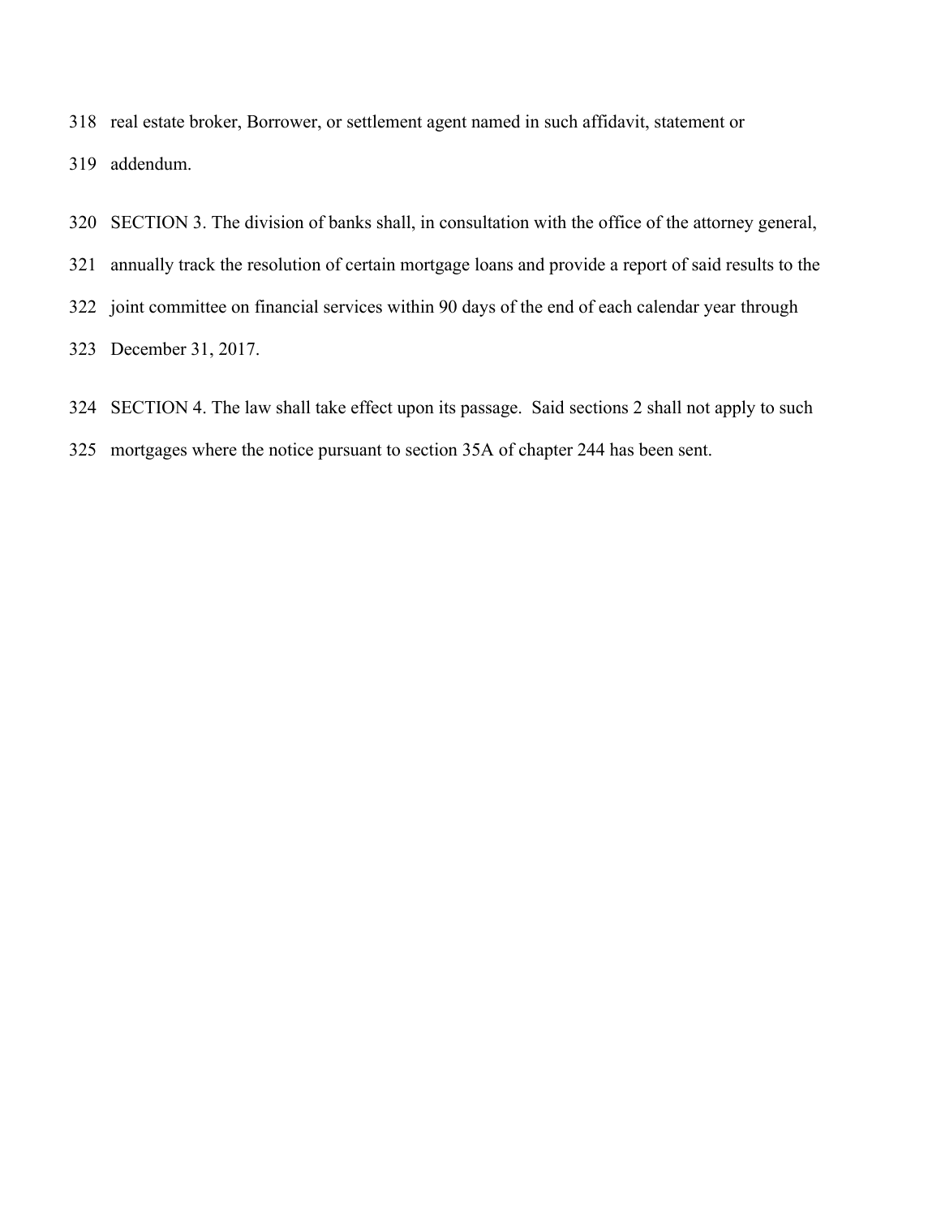318 real estate broker, Borrower, or settlement agent named in such affidavit, statement or

319 addendum.

320 SECTION 3. The division of banks shall, in consultation with the office of the attorney general,

321 annually track the resolution of certain mortgage loans and provide a report of said results to the

322 joint committee on financial services within 90 days of the end of each calendar year through

323 December 31, 2017.

324 SECTION 4. The law shall take effect upon its passage. Said sections 2 shall not apply to such

325 mortgages where the notice pursuant to section 35A of chapter 244 has been sent.